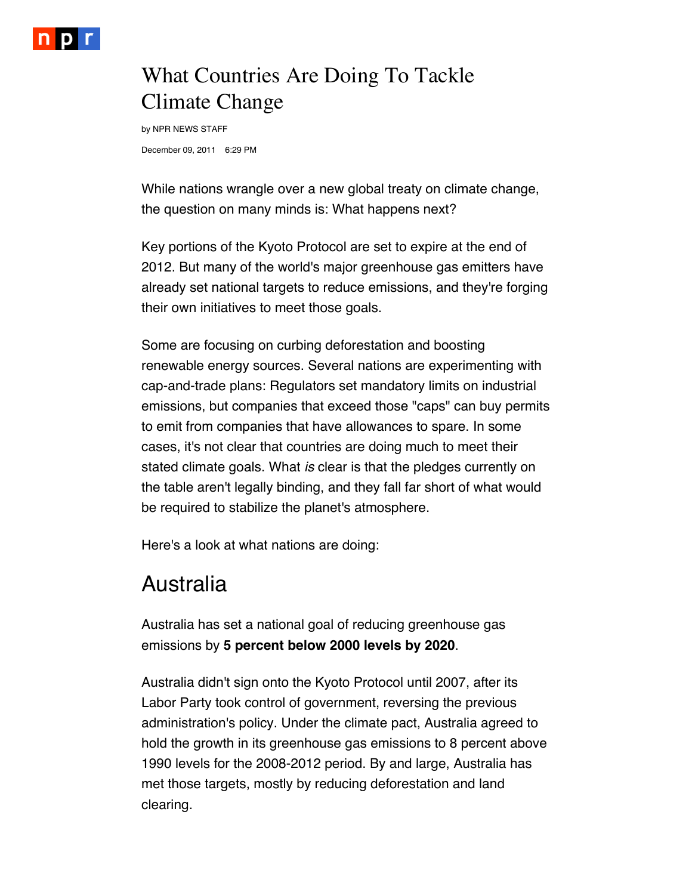# What Countries Are Doing To Tackle Climate Change

by NPR NEWS STAFF

December 09, 2011 6:29 PM

While nations wrangle over a new global treaty on climate change, the question on many minds is: What happens next?

Key portions of the Kyoto Protocol are set to expire at the end of 2012. But many of the world's major greenhouse gas emitters have already set national targets to reduce emissions, and they're forging their own initiatives to meet those goals.

Some are focusing on curbing deforestation and boosting renewable energy sources. Several nations are experimenting with cap-and-trade plans: Regulators set mandatory limits on industrial emissions, but companies that exceed those "caps" can buy permits to emit from companies that have allowances to spare. In some cases, it's not clear that countries are doing much to meet their stated climate goals. What *is* clear is that the pledges currently on the table aren't legally binding, and they fall far short of what would be required to stabilize the planet's atmosphere.

Here's a look at what nations are doing:

## Australia

Australia has set a national goal of reducing greenhouse gas emissions by **5 percent below 2000 levels by 2020**.

Australia didn't sign onto the Kyoto Protocol until 2007, after its Labor Party took control of government, reversing the previous administration's policy. Under the climate pact, Australia agreed to hold the growth in its greenhouse gas emissions to 8 percent above 1990 levels for the 2008-2012 period. By and large, Australia has met those targets, mostly by reducing deforestation and land clearing.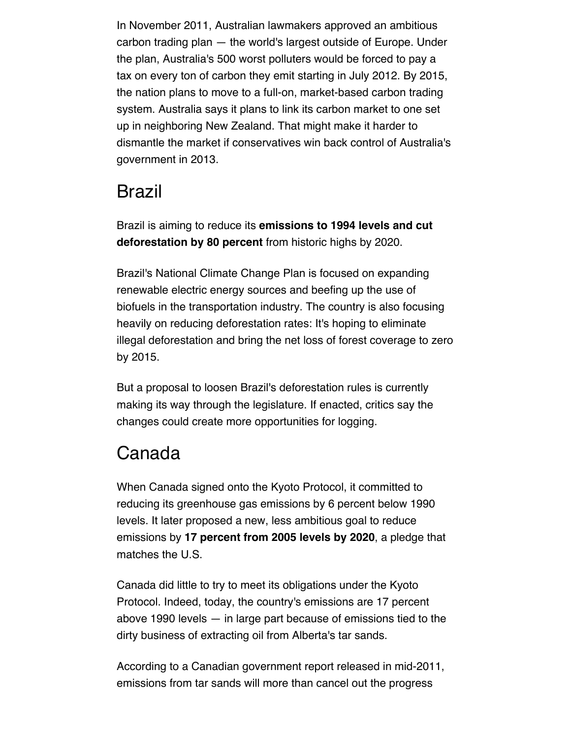In November 2011, Australian lawmakers approved an ambitious carbon trading plan — the world's largest outside of Europe. Under the plan, Australia's 500 worst polluters would be forced to pay a tax on every ton of carbon they emit starting in July 2012. By 2015, the nation plans to move to a full-on, market-based carbon trading system. Australia says it plans to link its carbon market to one set up in neighboring New Zealand. That might make it harder to dismantle the market if conservatives win back control of Australia's government in 2013.

## Brazil

Brazil is aiming to reduce its **emissions to 1994 levels and cut deforestation by 80 percent** from historic highs by 2020.

Brazil's National Climate Change Plan is focused on expanding renewable electric energy sources and beefing up the use of biofuels in the transportation industry. The country is also focusing heavily on reducing deforestation rates: It's hoping to eliminate illegal deforestation and bring the net loss of forest coverage to zero by 2015.

But a proposal to loosen Brazil's deforestation rules is currently making its way through the legislature. If enacted, critics say the changes could create more opportunities for logging.

## Canada

When Canada signed onto the Kyoto Protocol, it committed to reducing its greenhouse gas emissions by 6 percent below 1990 levels. It later proposed a new, less ambitious goal to reduce emissions by **17 percent from 2005 levels by 2020**, a pledge that matches the U.S.

Canada did little to try to meet its obligations under the Kyoto Protocol. Indeed, today, the country's emissions are 17 percent above 1990 levels — in large part because of emissions tied to the dirty business of extracting oil from Alberta's tar sands.

According to a Canadian government report released in mid-2011, emissions from tar sands will more than cancel out the progress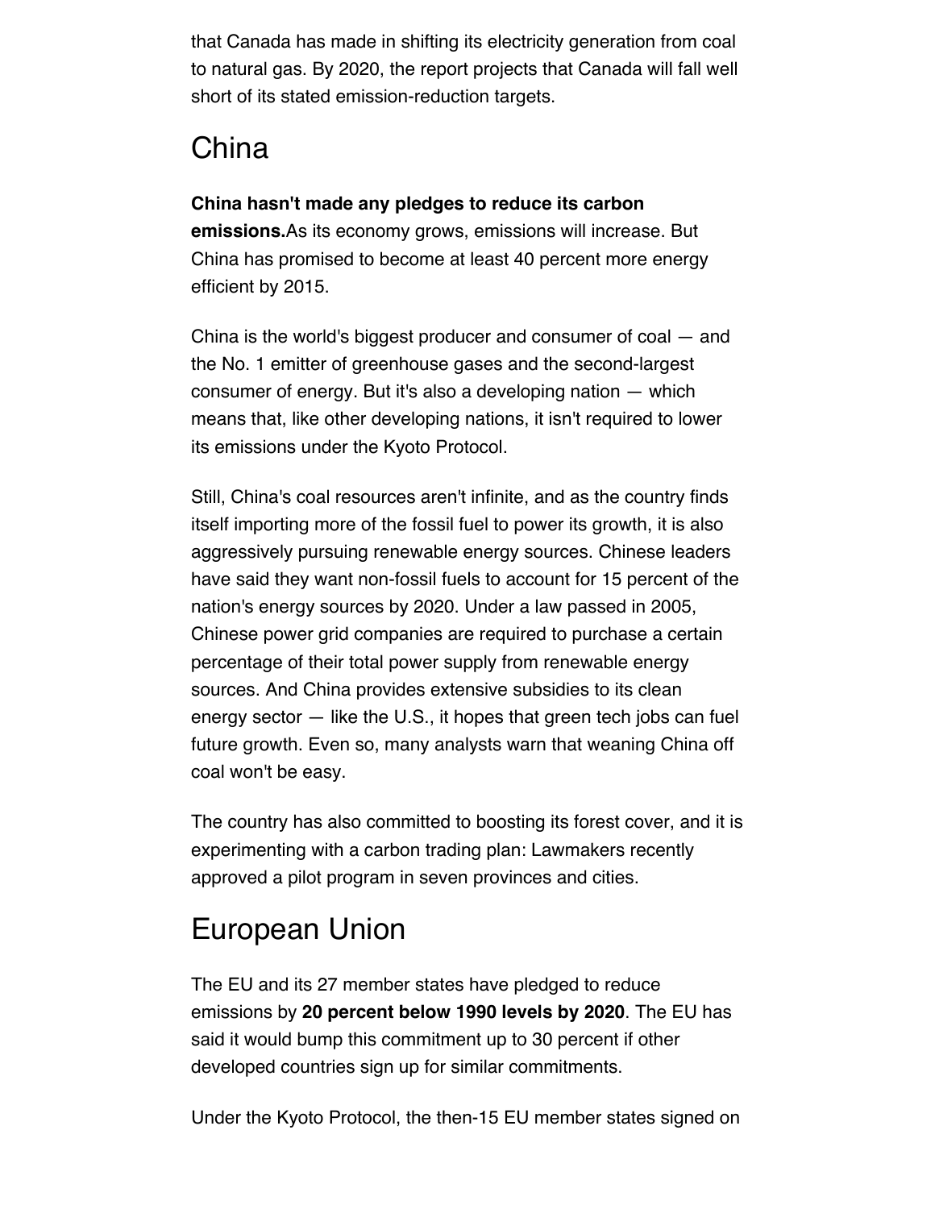that Canada has made in shifting its electricity generation from coal to natural gas. By 2020, the report projects that Canada will fall well short of its stated emission-reduction targets.

## China

**China hasn't made any pledges to reduce its carbon emissions.**As its economy grows, emissions will increase. But China has promised to become at least 40 percent more energy efficient by 2015.

China is the world's biggest producer and consumer of coal — and the No. 1 emitter of greenhouse gases and the second-largest consumer of energy. But it's also a developing nation — which means that, like other developing nations, it isn't required to lower its emissions under the Kyoto Protocol.

Still, China's coal resources aren't infinite, and as the country finds itself importing more of the fossil fuel to power its growth, it is also aggressively pursuing renewable energy sources. Chinese leaders have said they want non-fossil fuels to account for 15 percent of the nation's energy sources by 2020. Under a law passed in 2005, Chinese power grid companies are required to purchase a certain percentage of their total power supply from renewable energy sources. And China provides extensive subsidies to its clean energy sector — like the U.S., it hopes that green tech jobs can fuel future growth. Even so, many analysts warn that weaning China off coal won't be easy.

The country has also committed to boosting its forest cover, and it is experimenting with a carbon trading plan: Lawmakers recently approved a pilot program in seven provinces and cities.

## European Union

The EU and its 27 member states have pledged to reduce emissions by **20 percent below 1990 levels by 2020**. The EU has said it would bump this commitment up to 30 percent if other developed countries sign up for similar commitments.

Under the Kyoto Protocol, the then-15 EU member states signed on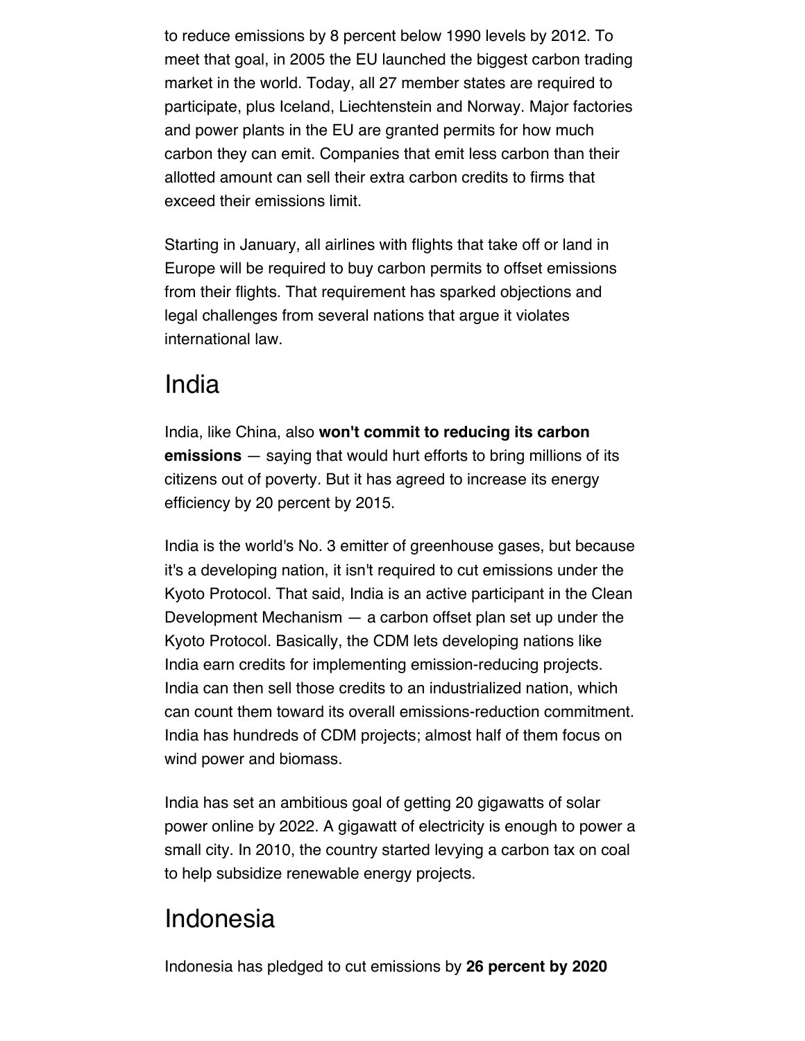to reduce emissions by 8 percent below 1990 levels by 2012. To meet that goal, in 2005 the EU launched the biggest carbon trading market in the world. Today, all 27 member states are required to participate, plus Iceland, Liechtenstein and Norway. Major factories and power plants in the EU are granted permits for how much carbon they can emit. Companies that emit less carbon than their allotted amount can sell their extra carbon credits to firms that exceed their emissions limit.

Starting in January, all airlines with flights that take off or land in Europe will be required to buy carbon permits to offset emissions from their flights. That requirement has sparked objections and legal challenges from several nations that argue it violates international law.

## India

India, like China, also **won't commit to reducing its carbon emissions** — saying that would hurt efforts to bring millions of its citizens out of poverty. But it has agreed to increase its energy efficiency by 20 percent by 2015.

India is the world's No. 3 emitter of greenhouse gases, but because it's a developing nation, it isn't required to cut emissions under the Kyoto Protocol. That said, India is an active participant in the Clean Development Mechanism — a carbon offset plan set up under the Kyoto Protocol. Basically, the CDM lets developing nations like India earn credits for implementing emission-reducing projects. India can then sell those credits to an industrialized nation, which can count them toward its overall emissions-reduction commitment. India has hundreds of CDM projects; almost half of them focus on wind power and biomass.

India has set an ambitious goal of getting 20 gigawatts of solar power online by 2022. A gigawatt of electricity is enough to power a small city. In 2010, the country started levying a carbon tax on coal to help subsidize renewable energy projects.

## Indonesia

Indonesia has pledged to cut emissions by **26 percent by 2020**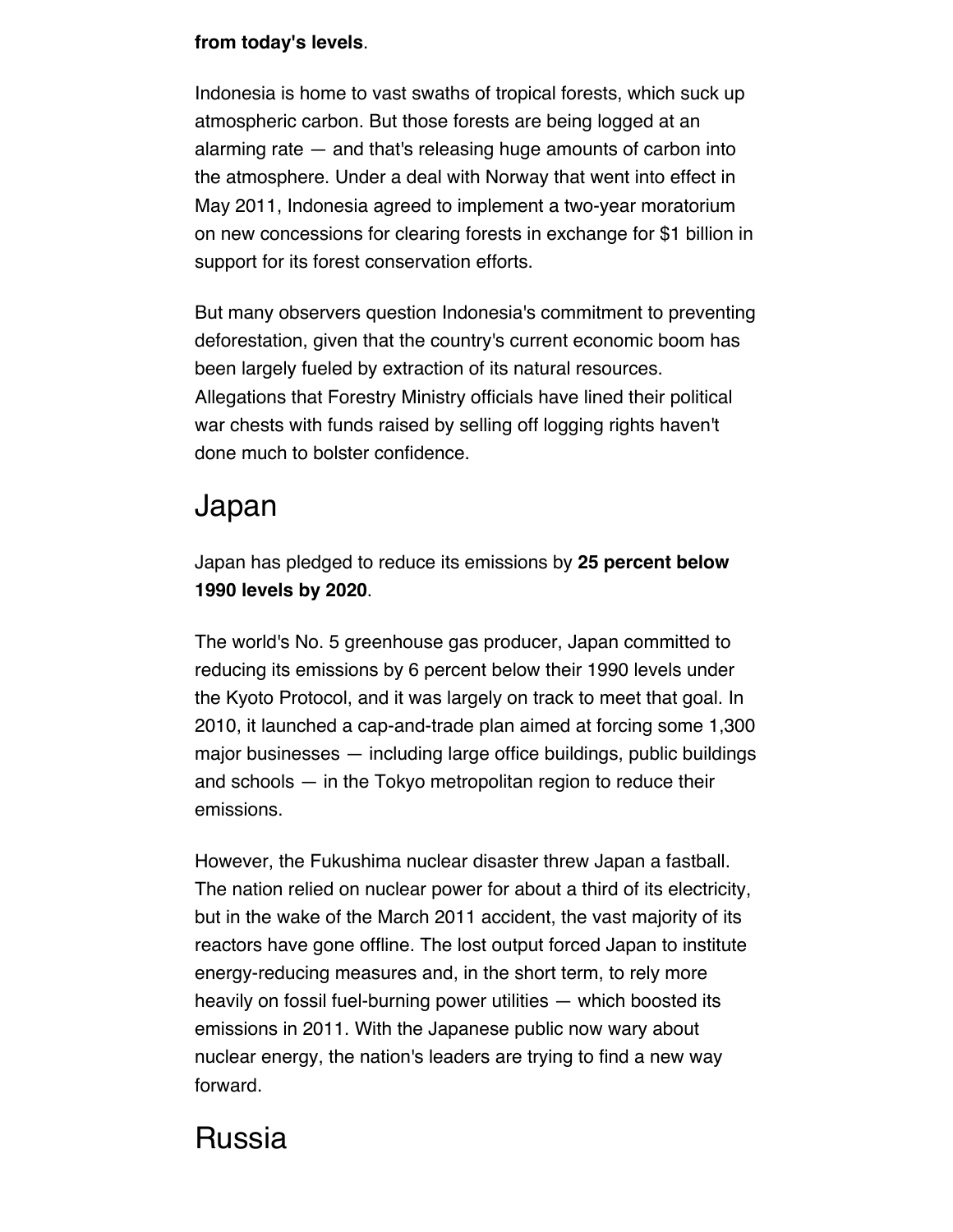**from today's levels**.

Indonesia is home to vast swaths of tropical forests, which suck up atmospheric carbon. But those forests are being logged at an alarming rate — and that's releasing huge amounts of carbon into the atmosphere. Under a deal with Norway that went into effect in May 2011, Indonesia agreed to implement a two-year moratorium on new concessions for clearing forests in exchange for $1 billion in support for its forest conservation efforts.

But many observers question Indonesia's commitment to preventing deforestation, given that the country's current economic boom has been largely fueled by extraction of its natural resources. Allegations that Forestry Ministry officials have lined their political war chests with funds raised by selling off logging rights haven't done much to bolster confidence.

## Japan

Japan has pledged to reduce its emissions by **25 percent below 1990 levels by 2020**.

The world's No. 5 greenhouse gas producer, Japan committed to reducing its emissions by 6 percent below their 1990 levels under the Kyoto Protocol, and it was largely on track to meet that goal. In 2010, it launched a cap-and-trade plan aimed at forcing some 1,300 major businesses — including large office buildings, public buildings and schools — in the Tokyo metropolitan region to reduce their emissions.

However, the Fukushima nuclear disaster threw Japan a fastball. The nation relied on nuclear power for about a third of its electricity, but in the wake of the March 2011 accident, the vast majority of its reactors have gone offline. The lost output forced Japan to institute energy-reducing measures and, in the short term, to rely more heavily on fossil fuel-burning power utilities — which boosted its emissions in 2011. With the Japanese public now wary about nuclear energy, the nation's leaders are trying to find a new way forward.

## Russia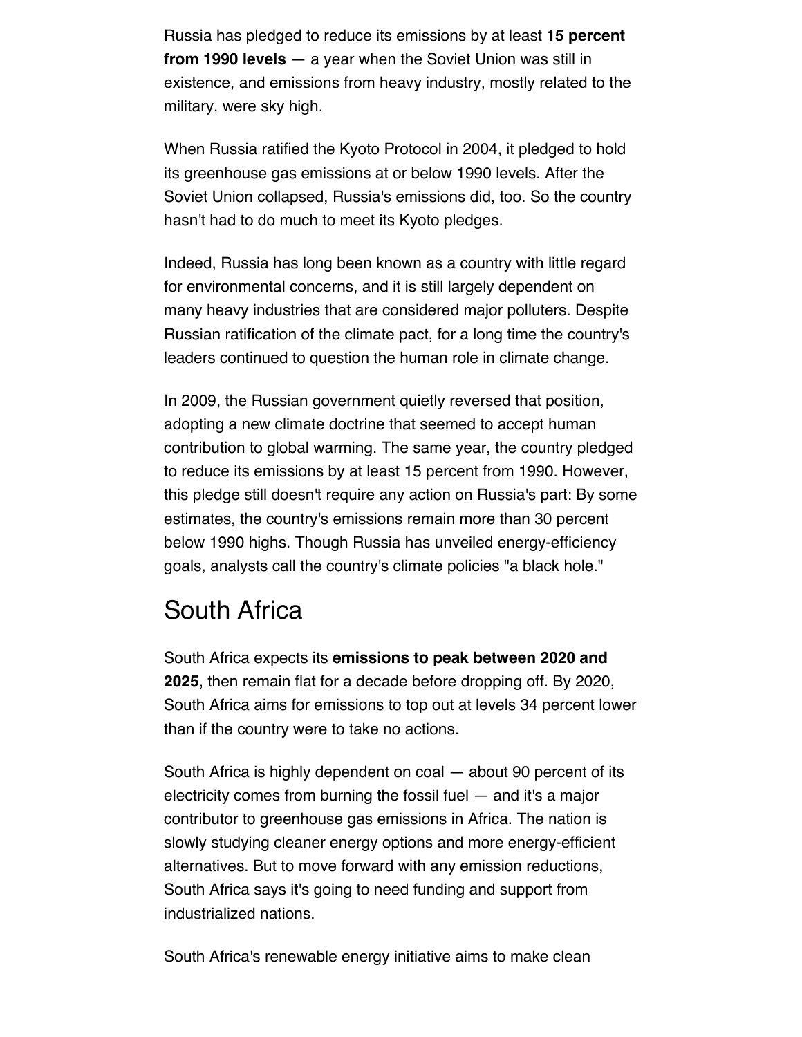Russia has pledged to reduce its emissions by at least **15 percent from 1990 levels** — a year when the Soviet Union was still in existence, and emissions from heavy industry, mostly related to the military, were sky high.

When Russia ratified the Kyoto Protocol in 2004, it pledged to hold its greenhouse gas emissions at or below 1990 levels. After the Soviet Union collapsed, Russia's emissions did, too. So the country hasn't had to do much to meet its Kyoto pledges.

Indeed, Russia has long been known as a country with little regard for environmental concerns, and it is still largely dependent on many heavy industries that are considered major polluters. Despite Russian ratification of the climate pact, for a long time the country's leaders continued to question the human role in climate change.

In 2009, the Russian government quietly reversed that position, adopting a new climate doctrine that seemed to accept human contribution to global warming. The same year, the country pledged to reduce its emissions by at least 15 percent from 1990. However, this pledge still doesn't require any action on Russia's part: By some estimates, the country's emissions remain more than 30 percent below 1990 highs. Though Russia has unveiled energy-efficiency goals, analysts call the country's climate policies "a black hole."

## South Africa

South Africa expects its **emissions to peak between 2020 and 2025**, then remain flat for a decade before dropping off. By 2020, South Africa aims for emissions to top out at levels 34 percent lower than if the country were to take no actions.

South Africa is highly dependent on coal — about 90 percent of its electricity comes from burning the fossil fuel — and it's a major contributor to greenhouse gas emissions in Africa. The nation is slowly studying cleaner energy options and more energy-efficient alternatives. But to move forward with any emission reductions, South Africa says it's going to need funding and support from industrialized nations.

South Africa's renewable energy initiative aims to make clean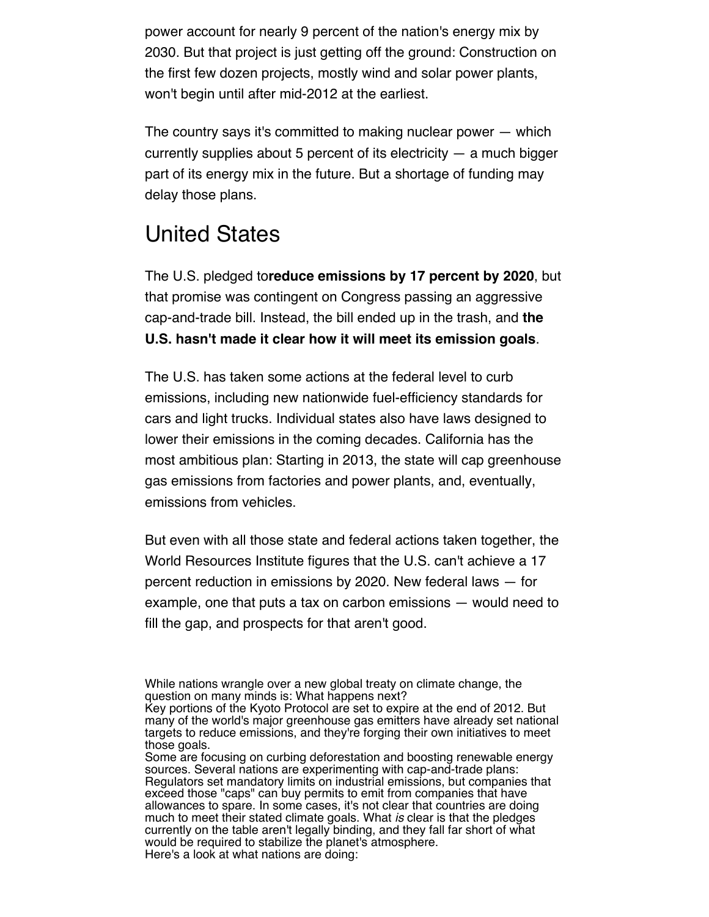power account for nearly 9 percent of the nation's energy mix by 2030. But that project is just getting off the ground: Construction on the first few dozen projects, mostly wind and solar power plants, won't begin until after mid-2012 at the earliest.

The country says it's committed to making nuclear power — which currently supplies about 5 percent of its electricity — a much bigger part of its energy mix in the future. But a shortage of funding may delay those plans.

## United States

The U.S. pledged to**reduce emissions by 17 percent by 2020**, but that promise was contingent on Congress passing an aggressive cap-and-trade bill. Instead, the bill ended up in the trash, and **the U.S. hasn't made it clear how it will meet its emission goals**.

The U.S. has taken some actions at the federal level to curb emissions, including new nationwide fuel-efficiency standards for cars and light trucks. Individual states also have laws designed to lower their emissions in the coming decades. California has the most ambitious plan: Starting in 2013, the state will cap greenhouse gas emissions from factories and power plants, and, eventually, emissions from vehicles.

But even with all those state and federal actions taken together, the World Resources Institute figures that the U.S. can't achieve a 17 percent reduction in emissions by 2020. New federal laws — for example, one that puts a tax on carbon emissions — would need to fill the gap, and prospects for that aren't good.

While nations wrangle over a new global treaty on climate change, the question on many minds is: What happens next?
Key portions of the Kyoto Protocol are set to expire at the end of 2012. But many of the world's major greenhouse gas emitters have already set national targets to reduce emissions, and they're forging their own initiatives to meet those goals.
Some are focusing on curbing deforestation and boosting renewable energy sources. Several nations are experimenting with cap-and-trade plans: Regulators set mandatory limits on industrial emissions, but companies that exceed those "caps" can buy permits to emit from companies that have allowances to spare. In some cases, it's not clear that countries are doing much to meet their stated climate goals. What *is* clear is that the pledges currently on the table aren't legally binding, and they fall far short of what would be required to stabilize the planet's atmosphere.
Here's a look at what nations are doing: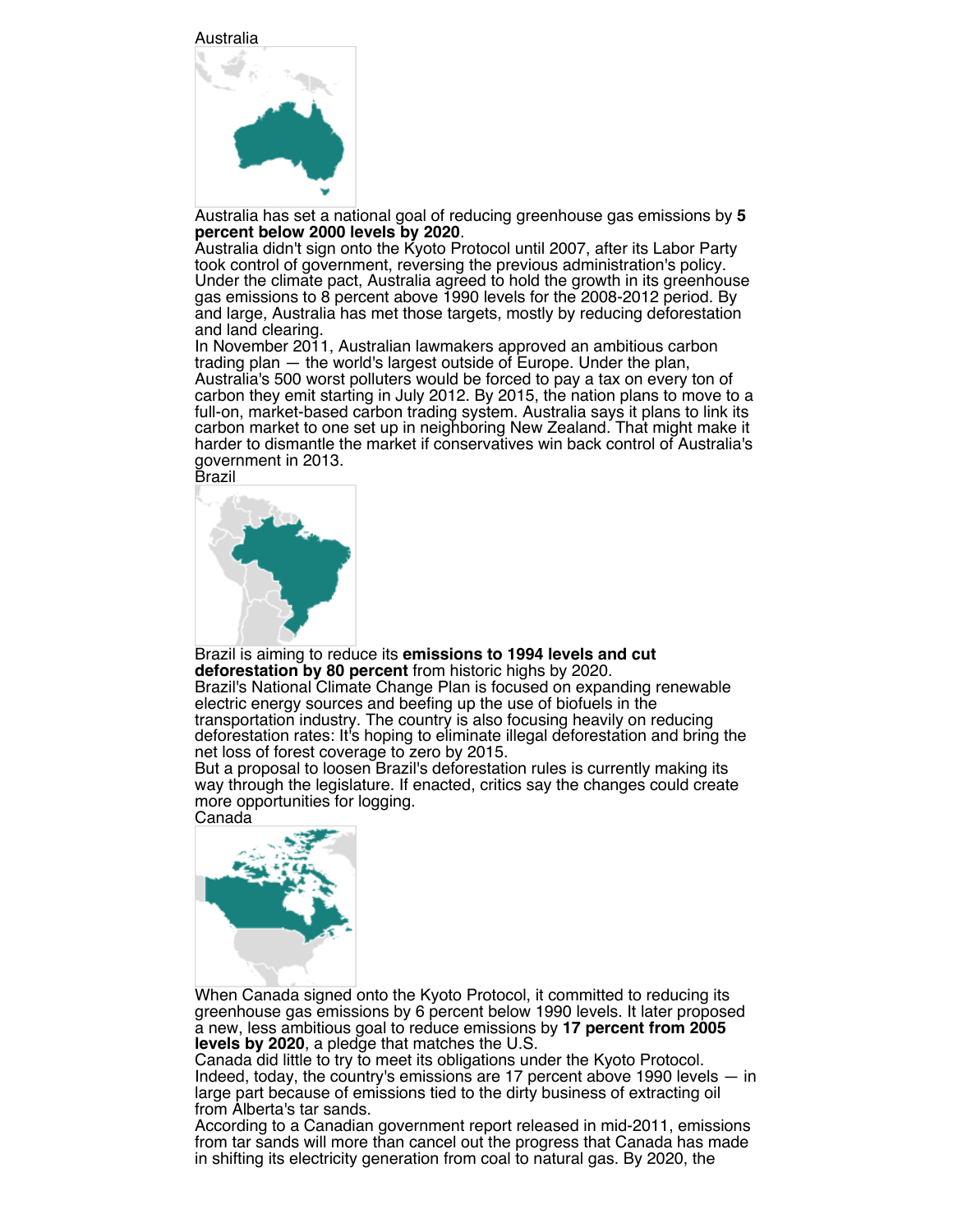Australia

Australia has set a national goal of reducing greenhouse gas emissions by **5 percent below 2000 levels by 2020**.

Australia didn't sign onto the Kyoto Protocol until 2007, after its Labor Party took control of government, reversing the previous administration's policy. Under the climate pact, Australia agreed to hold the growth in its greenhouse gas emissions to 8 percent above 1990 levels for the 2008-2012 period. By and large, Australia has met those targets, mostly by reducing deforestation and land clearing.

In November 2011, Australian lawmakers approved an ambitious carbon trading plan — the world's largest outside of Europe. Under the plan, Australia's 500 worst polluters would be forced to pay a tax on every ton of carbon they emit starting in July 2012. By 2015, the nation plans to move to a full-on, market-based carbon trading system. Australia says it plans to link its carbon market to one set up in neighboring New Zealand. That might make it harder to dismantle the market if conservatives win back control of Australia's government in 2013.

Brazil

Brazil is aiming to reduce its **emissions to 1994 levels and cut deforestation by 80 percent** from historic highs by 2020.

Brazil's National Climate Change Plan is focused on expanding renewable electric energy sources and beefing up the use of biofuels in the transportation industry. The country is also focusing heavily on reducing deforestation rates: It's hoping to eliminate illegal deforestation and bring the net loss of forest coverage to zero by 2015.

But a proposal to loosen Brazil's deforestation rules is currently making its way through the legislature. If enacted, critics say the changes could create more opportunities for logging.

Canada

When Canada signed onto the Kyoto Protocol, it committed to reducing its greenhouse gas emissions by 6 percent below 1990 levels. It later proposed a new, less ambitious goal to reduce emissions by **17 percent from 2005 levels by 2020**, a pledge that matches the U.S.

Canada did little to try to meet its obligations under the Kyoto Protocol. Indeed, today, the country's emissions are 17 percent above 1990 levels — in large part because of emissions tied to the dirty business of extracting oil from Alberta's tar sands.

According to a Canadian government report released in mid-2011, emissions from tar sands will more than cancel out the progress that Canada has made in shifting its electricity generation from coal to natural gas. By 2020, the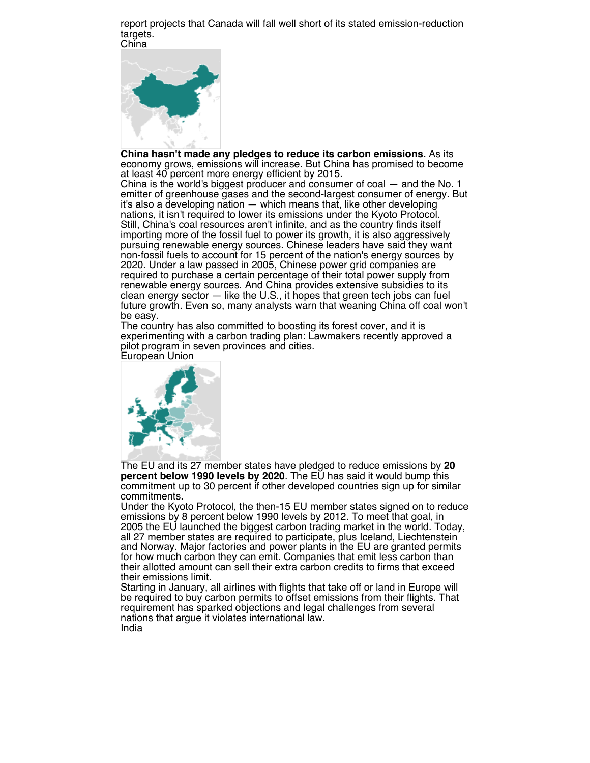report projects that Canada will fall well short of its stated emission-reduction targets.

China

**China hasn't made any pledges to reduce its carbon emissions.** As its economy grows, emissions will increase. But China has promised to become at least 40 percent more energy efficient by 2015.

China is the world's biggest producer and consumer of coal — and the No. 1 emitter of greenhouse gases and the second-largest consumer of energy. But it's also a developing nation — which means that, like other developing nations, it isn't required to lower its emissions under the Kyoto Protocol.

Still, China's coal resources aren't infinite, and as the country finds itself importing more of the fossil fuel to power its growth, it is also aggressively pursuing renewable energy sources. Chinese leaders have said they want non-fossil fuels to account for 15 percent of the nation's energy sources by 2020. Under a law passed in 2005, Chinese power grid companies are required to purchase a certain percentage of their total power supply from renewable energy sources. And China provides extensive subsidies to its clean energy sector — like the U.S., it hopes that green tech jobs can fuel future growth. Even so, many analysts warn that weaning China off coal won't be easy.

The country has also committed to boosting its forest cover, and it is experimenting with a carbon trading plan: Lawmakers recently approved a pilot program in seven provinces and cities.

European Union

The EU and its 27 member states have pledged to reduce emissions by **20 percent below 1990 levels by 2020**. The EU has said it would bump this commitment up to 30 percent if other developed countries sign up for similar commitments.

Under the Kyoto Protocol, the then-15 EU member states signed on to reduce emissions by 8 percent below 1990 levels by 2012. To meet that goal, in 2005 the EU launched the biggest carbon trading market in the world. Today, all 27 member states are required to participate, plus Iceland, Liechtenstein and Norway. Major factories and power plants in the EU are granted permits for how much carbon they can emit. Companies that emit less carbon than their allotted amount can sell their extra carbon credits to firms that exceed their emissions limit.

Starting in January, all airlines with flights that take off or land in Europe will be required to buy carbon permits to offset emissions from their flights. That requirement has sparked objections and legal challenges from several nations that argue it violates international law.

India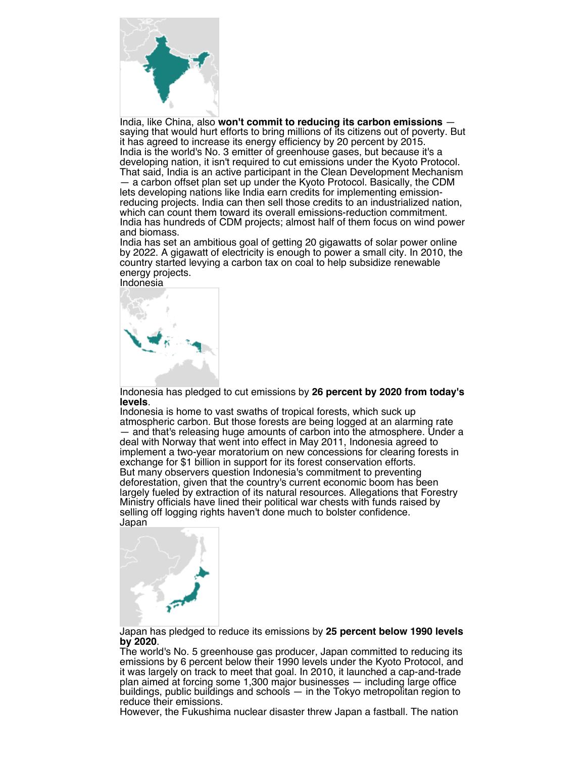India, like China, also **won't commit to reducing its carbon emissions** — saying that would hurt efforts to bring millions of its citizens out of poverty. But it has agreed to increase its energy efficiency by 20 percent by 2015.

India is the world's No. 3 emitter of greenhouse gases, but because it's a developing nation, it isn't required to cut emissions under the Kyoto Protocol. That said, India is an active participant in the Clean Development Mechanism — a carbon offset plan set up under the Kyoto Protocol. Basically, the CDM lets developing nations like India earn credits for implementing emission-reducing projects. India can then sell those credits to an industrialized nation, which can count them toward its overall emissions-reduction commitment. India has hundreds of CDM projects; almost half of them focus on wind power and biomass.

India has set an ambitious goal of getting 20 gigawatts of solar power online by 2022. A gigawatt of electricity is enough to power a small city. In 2010, the country started levying a carbon tax on coal to help subsidize renewable energy projects.

Indonesia

Indonesia has pledged to cut emissions by **26 percent by 2020 from today's levels**.

Indonesia is home to vast swaths of tropical forests, which suck up atmospheric carbon. But those forests are being logged at an alarming rate — and that's releasing huge amounts of carbon into the atmosphere. Under a deal with Norway that went into effect in May 2011, Indonesia agreed to implement a two-year moratorium on new concessions for clearing forests in exchange for $1 billion in support for its forest conservation efforts.

But many observers question Indonesia's commitment to preventing deforestation, given that the country's current economic boom has been largely fueled by extraction of its natural resources. Allegations that Forestry Ministry officials have lined their political war chests with funds raised by selling off logging rights haven't done much to bolster confidence.

Japan

Japan has pledged to reduce its emissions by **25 percent below 1990 levels by 2020**.

The world's No. 5 greenhouse gas producer, Japan committed to reducing its emissions by 6 percent below their 1990 levels under the Kyoto Protocol, and it was largely on track to meet that goal. In 2010, it launched a cap-and-trade plan aimed at forcing some 1,300 major businesses — including large office buildings, public buildings and schools — in the Tokyo metropolitan region to reduce their emissions.

However, the Fukushima nuclear disaster threw Japan a fastball. The nation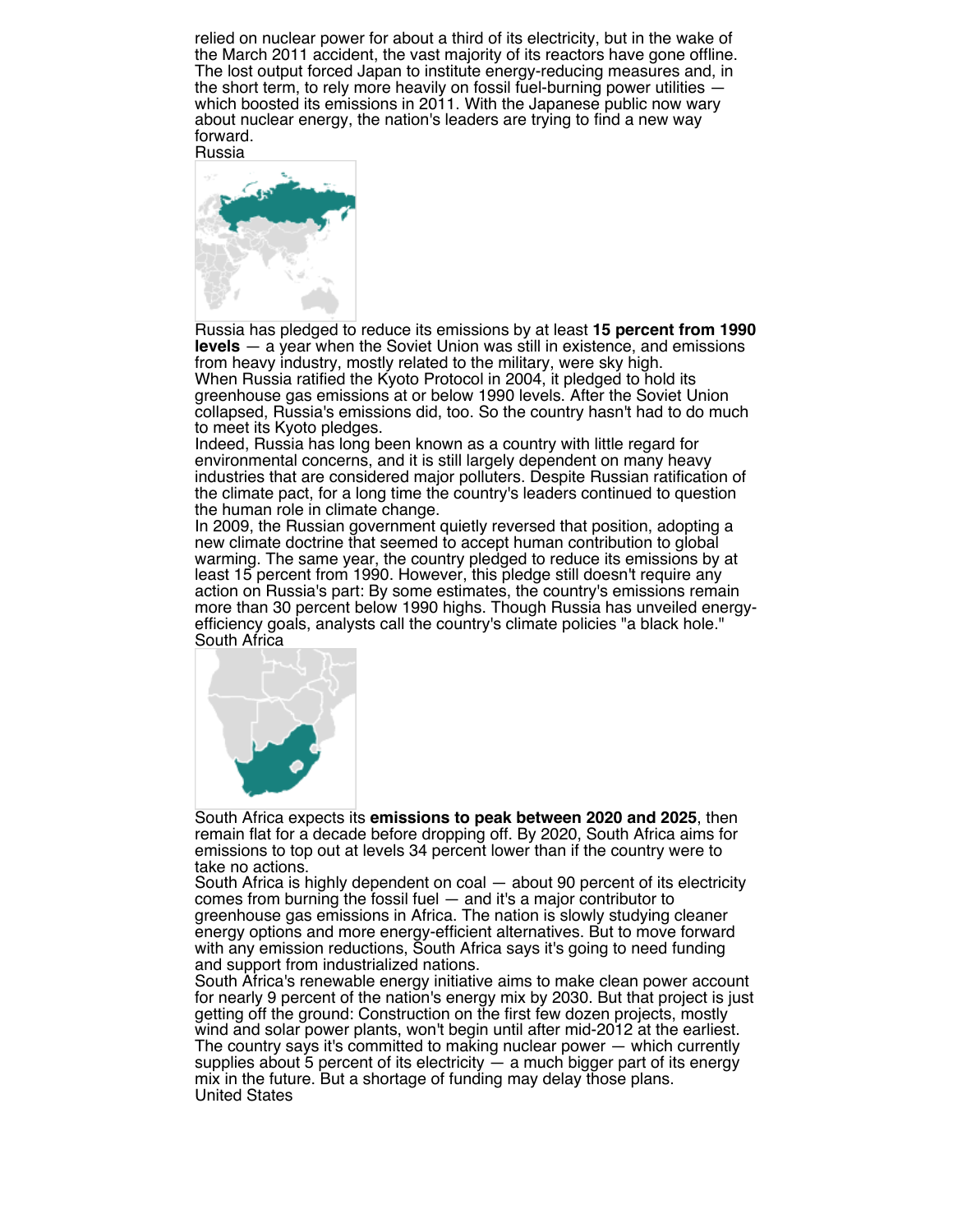relied on nuclear power for about a third of its electricity, but in the wake of the March 2011 accident, the vast majority of its reactors have gone offline. The lost output forced Japan to institute energy-reducing measures and, in the short term, to rely more heavily on fossil fuel-burning power utilities — which boosted its emissions in 2011. With the Japanese public now wary about nuclear energy, the nation's leaders are trying to find a new way forward.

## Russia

Russia has pledged to reduce its emissions by at least **15 percent from 1990 levels** — a year when the Soviet Union was still in existence, and emissions from heavy industry, mostly related to the military, were sky high.

When Russia ratified the Kyoto Protocol in 2004, it pledged to hold its greenhouse gas emissions at or below 1990 levels. After the Soviet Union collapsed, Russia's emissions did, too. So the country hasn't had to do much to meet its Kyoto pledges.

Indeed, Russia has long been known as a country with little regard for environmental concerns, and it is still largely dependent on many heavy industries that are considered major polluters. Despite Russian ratification of the climate pact, for a long time the country's leaders continued to question the human role in climate change.

In 2009, the Russian government quietly reversed that position, adopting a new climate doctrine that seemed to accept human contribution to global warming. The same year, the country pledged to reduce its emissions by at least 15 percent from 1990. However, this pledge still doesn't require any action on Russia's part: By some estimates, the country's emissions remain more than 30 percent below 1990 highs. Though Russia has unveiled energy-efficiency goals, analysts call the country's climate policies "a black hole."

## South Africa

South Africa expects its **emissions to peak between 2020 and 2025**, then remain flat for a decade before dropping off. By 2020, South Africa aims for emissions to top out at levels 34 percent lower than if the country were to take no actions.

South Africa is highly dependent on coal — about 90 percent of its electricity comes from burning the fossil fuel — and it's a major contributor to greenhouse gas emissions in Africa. The nation is slowly studying cleaner energy options and more energy-efficient alternatives. But to move forward with any emission reductions, South Africa says it's going to need funding and support from industrialized nations.

South Africa's renewable energy initiative aims to make clean power account for nearly 9 percent of the nation's energy mix by 2030. But that project is just getting off the ground: Construction on the first few dozen projects, mostly wind and solar power plants, won't begin until after mid-2012 at the earliest. The country says it's committed to making nuclear power — which currently supplies about 5 percent of its electricity — a much bigger part of its energy mix in the future. But a shortage of funding may delay those plans.

## United States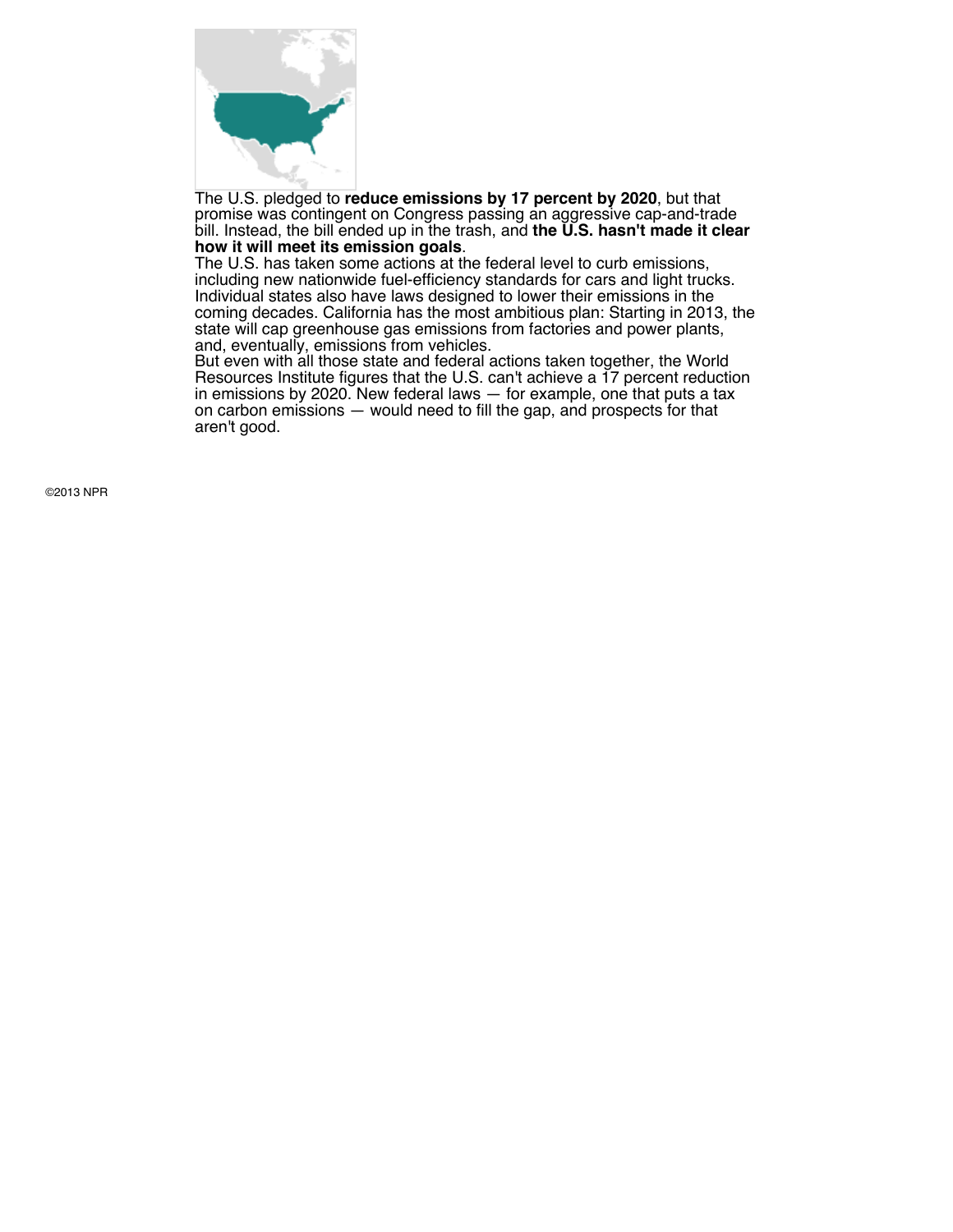The U.S. pledged to **reduce emissions by 17 percent by 2020**, but that promise was contingent on Congress passing an aggressive cap-and-trade bill. Instead, the bill ended up in the trash, and **the U.S. hasn't made it clear how it will meet its emission goals**.

The U.S. has taken some actions at the federal level to curb emissions, including new nationwide fuel-efficiency standards for cars and light trucks. Individual states also have laws designed to lower their emissions in the coming decades. California has the most ambitious plan: Starting in 2013, the state will cap greenhouse gas emissions from factories and power plants, and, eventually, emissions from vehicles.

But even with all those state and federal actions taken together, the World Resources Institute figures that the U.S. can't achieve a 17 percent reduction in emissions by 2020. New federal laws — for example, one that puts a tax on carbon emissions — would need to fill the gap, and prospects for that aren't good.

©2013 NPR